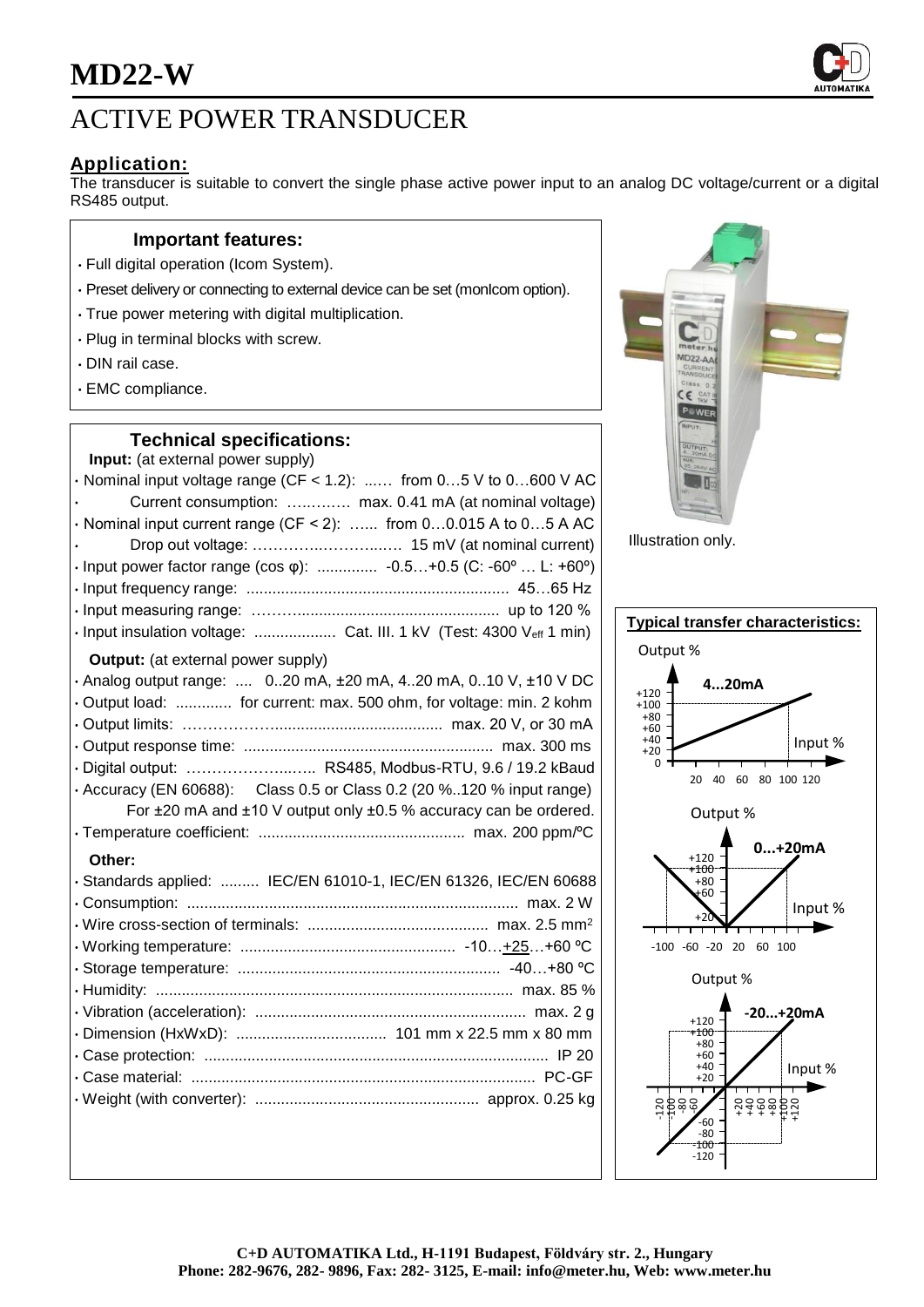# MD22-W

# ACTIVE POWER TRANSDUCER

## Application:

The transducer is suitable to convert the single phase active power input to an analog DC voltage/current or a digital RS485 output.

### Important features:

- Full digital operation (Icom System).
- Preset delivery or connecting to external device can be set (monIcom option).
- True power metering with digital multiplication.
- Plug in terminal blocks with screw.
- DIN rail case.
- EMC compliance.

Illustration only.

### Technical specifications:

**Input:** (at external power supply)

- Nominal input voltage range (CF < 1.2): ...... from 0…5 V to 0…600 V AC
- Current consumption: ............. max. 0.41 mA (at nominal voltage)
- Nominal input current range (CF < 2): ...... from 0…0.015 A to 0…5 A AC
- Drop out voltage: ............................ 15 mV (at nominal current)
- Input power factor range (cos φ): .............. -0.5…+0.5 (C: -60º … L: +60º)
- Input frequency range: ............................................................ 45…65 Hz
- Input measuring range: ............................................................ up to 120 %
- Input insulation voltage: .................. Cat. III. 1 kV (Test: 4300 $V_{eff}$ 1 min)

**Output:** (at external power supply)

- Analog output range: .... 0..20 mA, ±20 mA, 4..20 mA, 0..10 V, ±10 V DC
- Output load: ............. for current: max. 500 ohm, for voltage: min. 2 kohm
- Output limits: ............................................................ max. 20 V, or 30 mA
- Output response time: .......................................................... max. 300 ms
- Digital output: ............................ RS485, Modbus-RTU, 9.6 / 19.2 kBaud
- Accuracy (EN 60688): Class 0.5 or Class 0.2 (20 %..120 % input range)
  For ±20 mA and ±10 V output only ±0.5 % accuracy can be ordered.
- Temperature coefficient: ............................................... max. 200 ppm/ºC

**Other:**

- Standards applied: ......... IEC/EN 61010-1, IEC/EN 61326, IEC/EN 60688
- Consumption: ............................................................................ max. 2 W
- Wire cross-section of terminals: .......................................... max. 2.5 $mm^2$
- Working temperature: ................................................. -10…+25…+60 ºC
- Storage temperature: ............................................................ -40…+80 ºC
- Humidity: .................................................................................. max. 85 %
- Vibration (acceleration): .............................................................. max. 2 g
- Dimension (HxWxD): .................................. 101 mm x 22.5 mm x 80 mm
- Case protection: ................................................................................ IP 20
- Case material: ................................................................................ PC-GF
- Weight (with converter): ................................................... approx. 0.25 kg

### Typical transfer characteristics:

Output % — 4...20mA — Input % (0, 20, 40, 60, 80, 100, 120; output 0, +20, +40, +60, +80, +100, +120)

Output % — 0...+20mA — Input % (-100, -60, -20, 20, 60, 100; output +20, +60, +80, +100, +120)

Output % — -20...+20mA — Input % (-120, -100, -80, -60, +20, +40, +60, +80, +100, +120; output -120, -100, -80, -60, +20, +40, +60, +80, +100, +120)

C+D AUTOMATIKA Ltd., H-1191 Budapest, Földváry str. 2., Hungary
Phone: 282-9676, 282- 9896, Fax: 282- 3125, E-mail: info@meter.hu, Web: www.meter.hu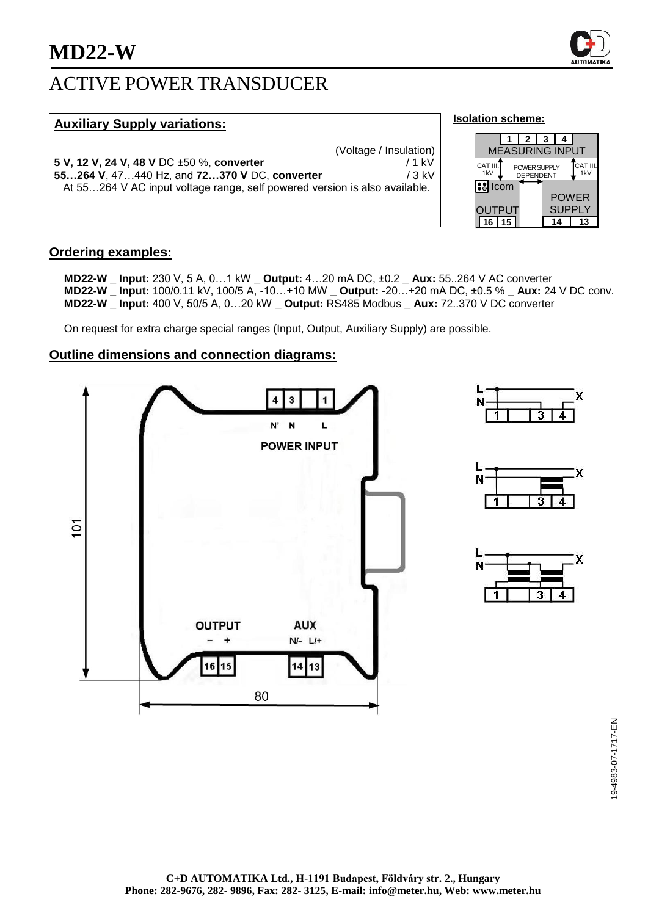# MD22-W

## ACTIVE POWER TRANSDUCER

### Auxiliary Supply variations:

(Voltage / Insulation)

**5 V, 12 V, 24 V, 48 V** DC ±50 %, **converter** / 1 kV

**55…264 V**, 47…440 Hz, and **72…370 V** DC, **converter** / 3 kV

At 55…264 V AC input voltage range, self powered version is also available.

**Isolation scheme:**

1 2 3 4
MEASURING INPUT
CAT III. 1kV
POWER SUPPLY DEPENDENT
CAT III. 1kV
Icom
OUTPUT
16 15
POWER SUPPLY
14 13

### Ordering examples:

**MD22-W** _ **Input:** 230 V, 5 A, 0…1 kW _ **Output:** 4…20 mA DC, ±0.2 _ **Aux:** 55..264 V AC converter
**MD22-W** _ **Input:** 100/0.11 kV, 100/5 A, -10…+10 MW _ **Output:** -20…+20 mA DC, ±0.5 % _ **Aux:** 24 V DC conv.
**MD22-W** _ **Input:** 400 V, 50/5 A, 0…20 kW _ **Output:** RS485 Modbus _ **Aux:** 72..370 V DC converter

On request for extra charge special ranges (Input, Output, Auxiliary Supply) are possible.

### Outline dimensions and connection diagrams:

4 3 1
N' N L
POWER INPUT

101

OUTPUT
– +
16 15

AUX
N/- L/+
14 13

80

L
N
X
1 3 4

L
N
X
1 3 4

L
N
X
1 3 4

19-4983-07-1717-EN

C+D AUTOMATIKA Ltd., H-1191 Budapest, Földváry str. 2., Hungary
Phone: 282-9676, 282- 9896, Fax: 282- 3125, E-mail: info@meter.hu, Web: www.meter.hu